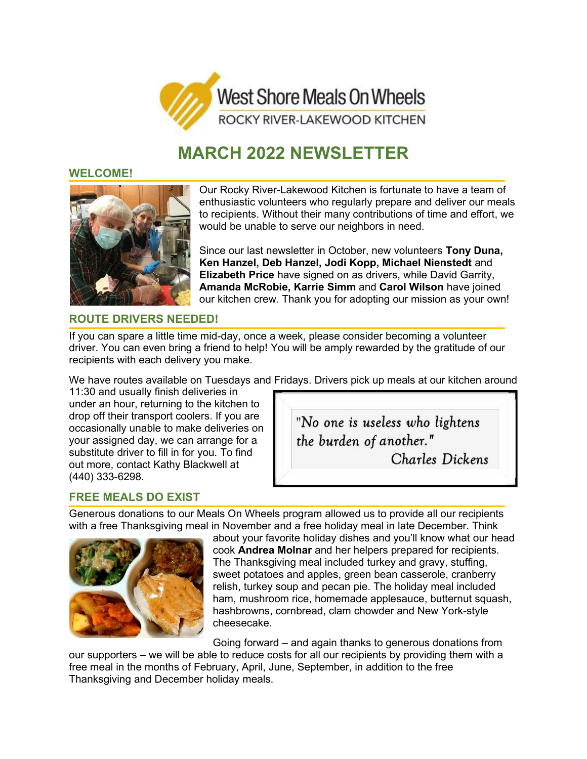West Shore Meals On Wheels

ROCKY RIVER-LAKEWOOD KITCHEN

# MARCH 2022 NEWSLETTER

## WELCOME!

Our Rocky River-Lakewood Kitchen is fortunate to have a team of enthusiastic volunteers who regularly prepare and deliver our meals to recipients. Without their many contributions of time and effort, we would be unable to serve our neighbors in need.

Since our last newsletter in October, new volunteers **Tony Duna, Ken Hanzel, Deb Hanzel, Jodi Kopp, Michael Nienstedt** and **Elizabeth Price** have signed on as drivers, while David Garrity, **Amanda McRobie, Karrie Simm** and **Carol Wilson** have joined our kitchen crew. Thank you for adopting our mission as your own!

## ROUTE DRIVERS NEEDED!

If you can spare a little time mid-day, once a week, please consider becoming a volunteer driver. You can even bring a friend to help! You will be amply rewarded by the gratitude of our recipients with each delivery you make.

We have routes available on Tuesdays and Fridays. Drivers pick up meals at our kitchen around 11:30 and usually finish deliveries in under an hour, returning to the kitchen to drop off their transport coolers. If you are occasionally unable to make deliveries on your assigned day, we can arrange for a substitute driver to fill in for you. To find out more, contact Kathy Blackwell at (440) 333-6298.

> "No one is useless who lightens the burden of another."
> Charles Dickens

## FREE MEALS DO EXIST

Generous donations to our Meals On Wheels program allowed us to provide all our recipients with a free Thanksgiving meal in November and a free holiday meal in late December. Think about your favorite holiday dishes and you'll know what our head cook **Andrea Molnar** and her helpers prepared for recipients. The Thanksgiving meal included turkey and gravy, stuffing, sweet potatoes and apples, green bean casserole, cranberry relish, turkey soup and pecan pie. The holiday meal included ham, mushroom rice, homemade applesauce, butternut squash, hashbrowns, cornbread, clam chowder and New York-style cheesecake.

Going forward – and again thanks to generous donations from our supporters – we will be able to reduce costs for all our recipients by providing them with a free meal in the months of February, April, June, September, in addition to the free Thanksgiving and December holiday meals.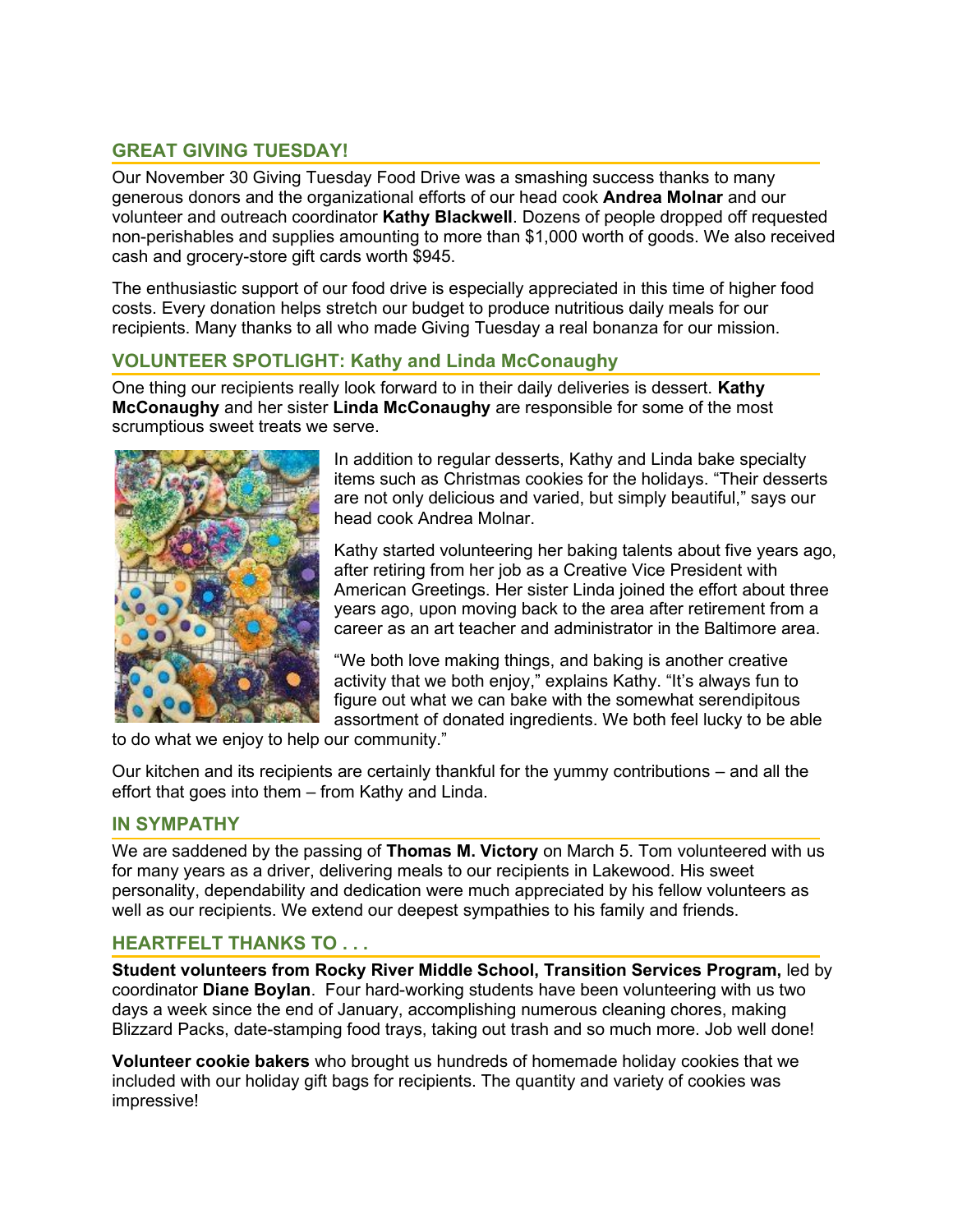## GREAT GIVING TUESDAY!

Our November 30 Giving Tuesday Food Drive was a smashing success thanks to many generous donors and the organizational efforts of our head cook **Andrea Molnar** and our volunteer and outreach coordinator **Kathy Blackwell**. Dozens of people dropped off requested non-perishables and supplies amounting to more than $1,000 worth of goods. We also received cash and grocery-store gift cards worth $945.

The enthusiastic support of our food drive is especially appreciated in this time of higher food costs. Every donation helps stretch our budget to produce nutritious daily meals for our recipients. Many thanks to all who made Giving Tuesday a real bonanza for our mission.

## VOLUNTEER SPOTLIGHT: Kathy and Linda McConaughy

One thing our recipients really look forward to in their daily deliveries is dessert. **Kathy McConaughy** and her sister **Linda McConaughy** are responsible for some of the most scrumptious sweet treats we serve.

In addition to regular desserts, Kathy and Linda bake specialty items such as Christmas cookies for the holidays. "Their desserts are not only delicious and varied, but simply beautiful," says our head cook Andrea Molnar.

Kathy started volunteering her baking talents about five years ago, after retiring from her job as a Creative Vice President with American Greetings. Her sister Linda joined the effort about three years ago, upon moving back to the area after retirement from a career as an art teacher and administrator in the Baltimore area.

"We both love making things, and baking is another creative activity that we both enjoy," explains Kathy. "It's always fun to figure out what we can bake with the somewhat serendipitous assortment of donated ingredients. We both feel lucky to be able to do what we enjoy to help our community."

Our kitchen and its recipients are certainly thankful for the yummy contributions – and all the effort that goes into them – from Kathy and Linda.

## IN SYMPATHY

We are saddened by the passing of **Thomas M. Victory** on March 5. Tom volunteered with us for many years as a driver, delivering meals to our recipients in Lakewood. His sweet personality, dependability and dedication were much appreciated by his fellow volunteers as well as our recipients. We extend our deepest sympathies to his family and friends.

## HEARTFELT THANKS TO . . .

**Student volunteers from Rocky River Middle School, Transition Services Program,** led by coordinator **Diane Boylan**. Four hard-working students have been volunteering with us two days a week since the end of January, accomplishing numerous cleaning chores, making Blizzard Packs, date-stamping food trays, taking out trash and so much more. Job well done!

**Volunteer cookie bakers** who brought us hundreds of homemade holiday cookies that we included with our holiday gift bags for recipients. The quantity and variety of cookies was impressive!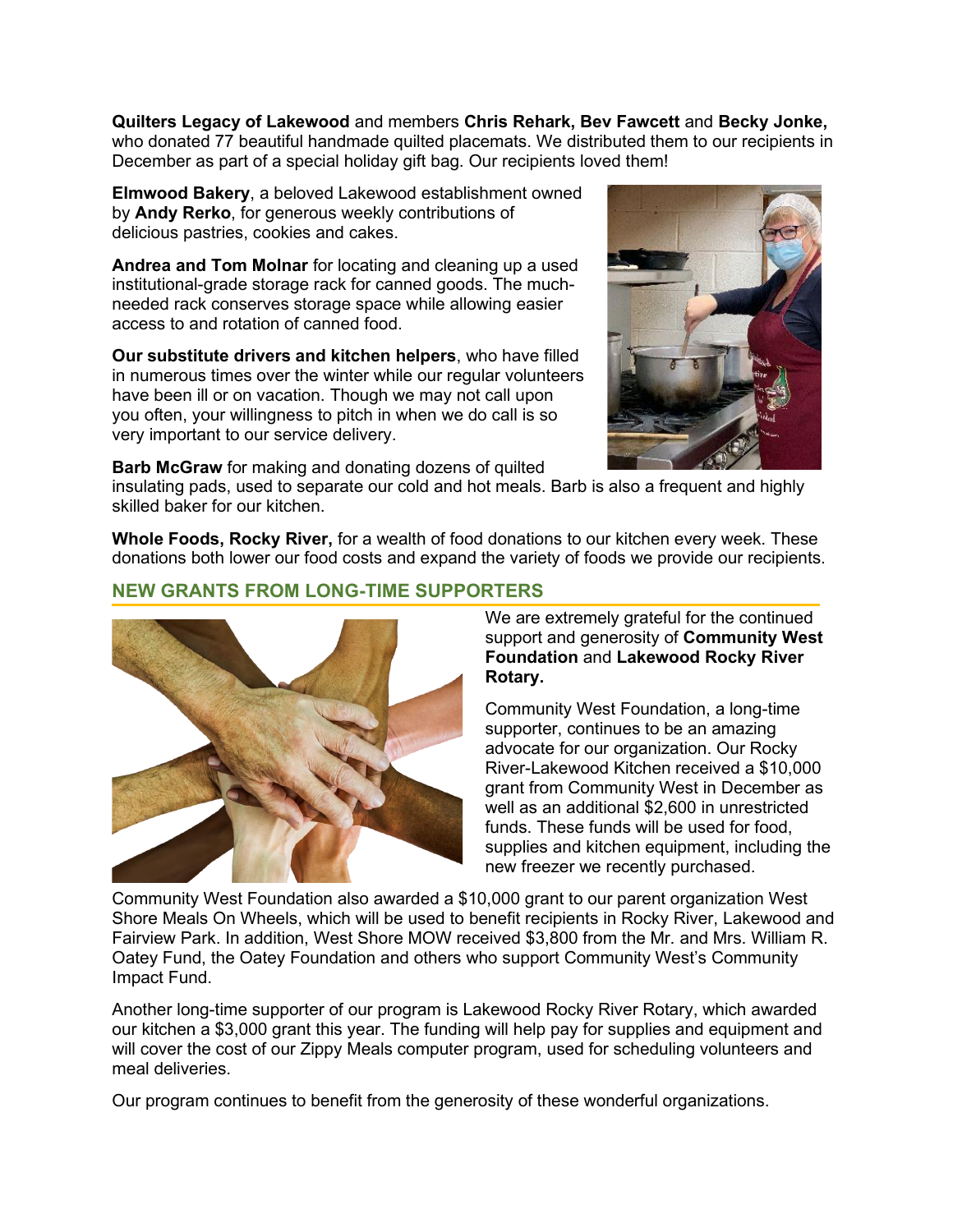**Quilters Legacy of Lakewood** and members **Chris Rehark, Bev Fawcett** and **Becky Jonke,** who donated 77 beautiful handmade quilted placemats. We distributed them to our recipients in December as part of a special holiday gift bag. Our recipients loved them!

**Elmwood Bakery**, a beloved Lakewood establishment owned by **Andy Rerko**, for generous weekly contributions of delicious pastries, cookies and cakes.

**Andrea and Tom Molnar** for locating and cleaning up a used institutional-grade storage rack for canned goods. The much-needed rack conserves storage space while allowing easier access to and rotation of canned food.

**Our substitute drivers and kitchen helpers**, who have filled in numerous times over the winter while our regular volunteers have been ill or on vacation. Though we may not call upon you often, your willingness to pitch in when we do call is so very important to our service delivery.

**Barb McGraw** for making and donating dozens of quilted insulating pads, used to separate our cold and hot meals. Barb is also a frequent and highly skilled baker for our kitchen.

**Whole Foods, Rocky River,** for a wealth of food donations to our kitchen every week. These donations both lower our food costs and expand the variety of foods we provide our recipients.

## NEW GRANTS FROM LONG-TIME SUPPORTERS

We are extremely grateful for the continued support and generosity of **Community West Foundation** and **Lakewood Rocky River Rotary.**

Community West Foundation, a long-time supporter, continues to be an amazing advocate for our organization. Our Rocky River-Lakewood Kitchen received a $10,000 grant from Community West in December as well as an additional $2,600 in unrestricted funds. These funds will be used for food, supplies and kitchen equipment, including the new freezer we recently purchased.

Community West Foundation also awarded a $10,000 grant to our parent organization West Shore Meals On Wheels, which will be used to benefit recipients in Rocky River, Lakewood and Fairview Park. In addition, West Shore MOW received $3,800 from the Mr. and Mrs. William R. Oatey Fund, the Oatey Foundation and others who support Community West's Community Impact Fund.

Another long-time supporter of our program is Lakewood Rocky River Rotary, which awarded our kitchen a $3,000 grant this year. The funding will help pay for supplies and equipment and will cover the cost of our Zippy Meals computer program, used for scheduling volunteers and meal deliveries.

Our program continues to benefit from the generosity of these wonderful organizations.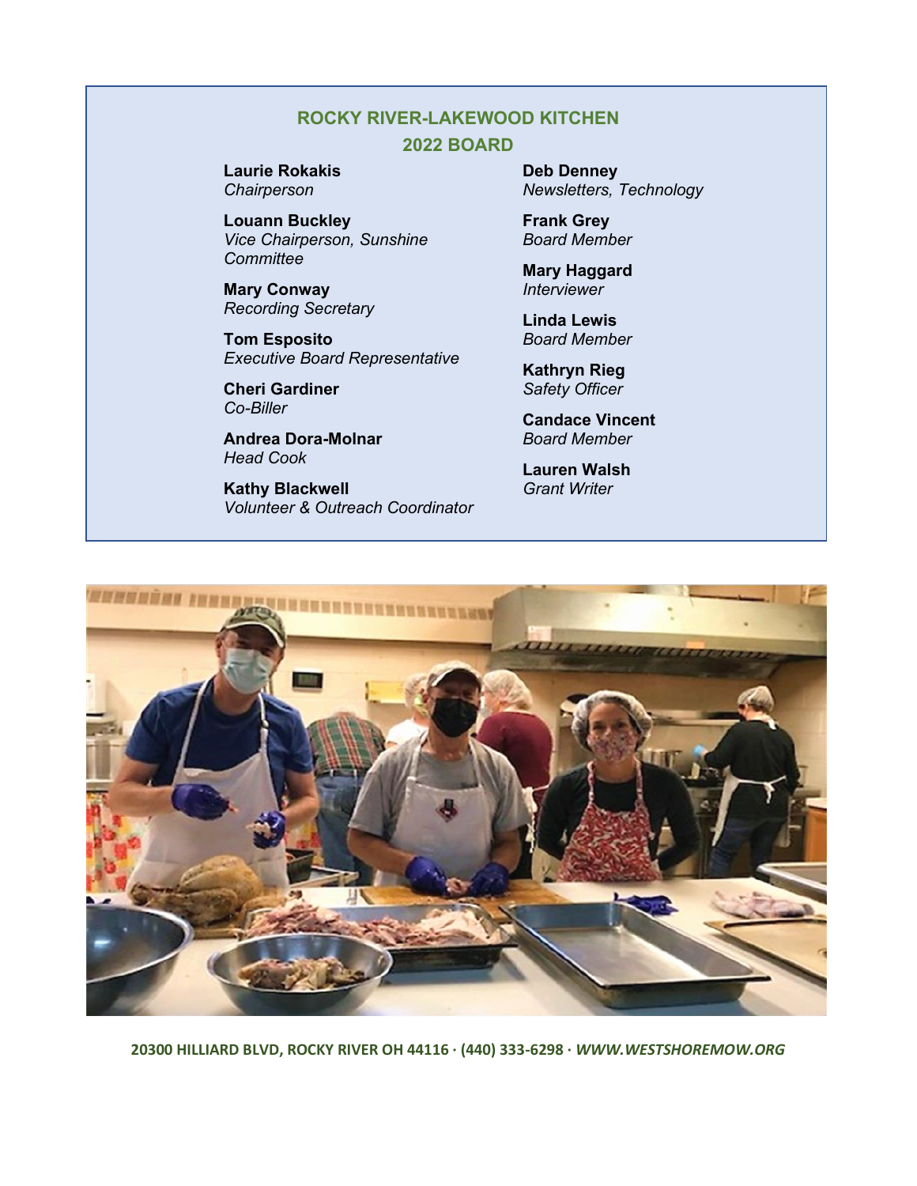## ROCKY RIVER-LAKEWOOD KITCHEN
## 2022 BOARD

**Laurie Rokakis**
*Chairperson*

**Louann Buckley**
*Vice Chairperson, Sunshine Committee*

**Mary Conway**
*Recording Secretary*

**Tom Esposito**
*Executive Board Representative*

**Cheri Gardiner**
*Co-Biller*

**Andrea Dora-Molnar**
*Head Cook*

**Kathy Blackwell**
*Volunteer & Outreach Coordinator*

**Deb Denney**
*Newsletters, Technology*

**Frank Grey**
*Board Member*

**Mary Haggard**
*Interviewer*

**Linda Lewis**
*Board Member*

**Kathryn Rieg**
*Safety Officer*

**Candace Vincent**
*Board Member*

**Lauren Walsh**
*Grant Writer*

**20300 HILLIARD BLVD, ROCKY RIVER OH 44116 · (440) 333-6298 ·** ***WWW.WESTSHOREMOW.ORG***